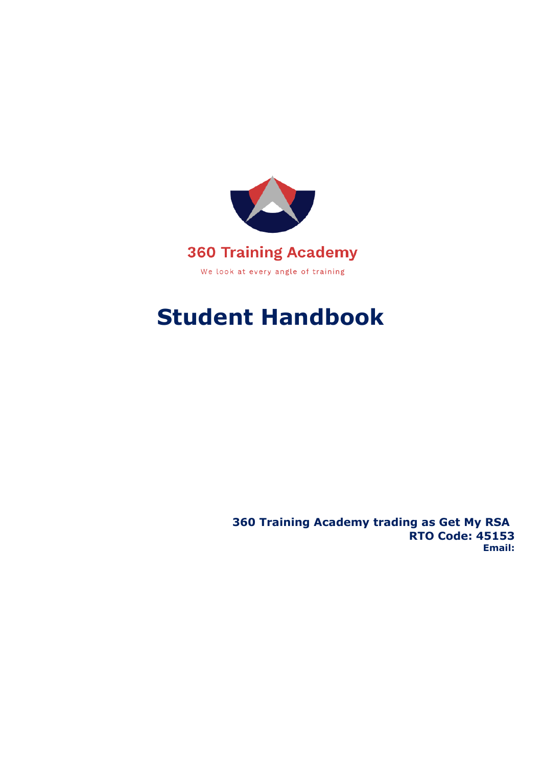360 Training Academy

We look at every angle of training

# Student Handbook

**360 Training Academy trading as Get My RSA**
**RTO Code: 45153**
**Email:**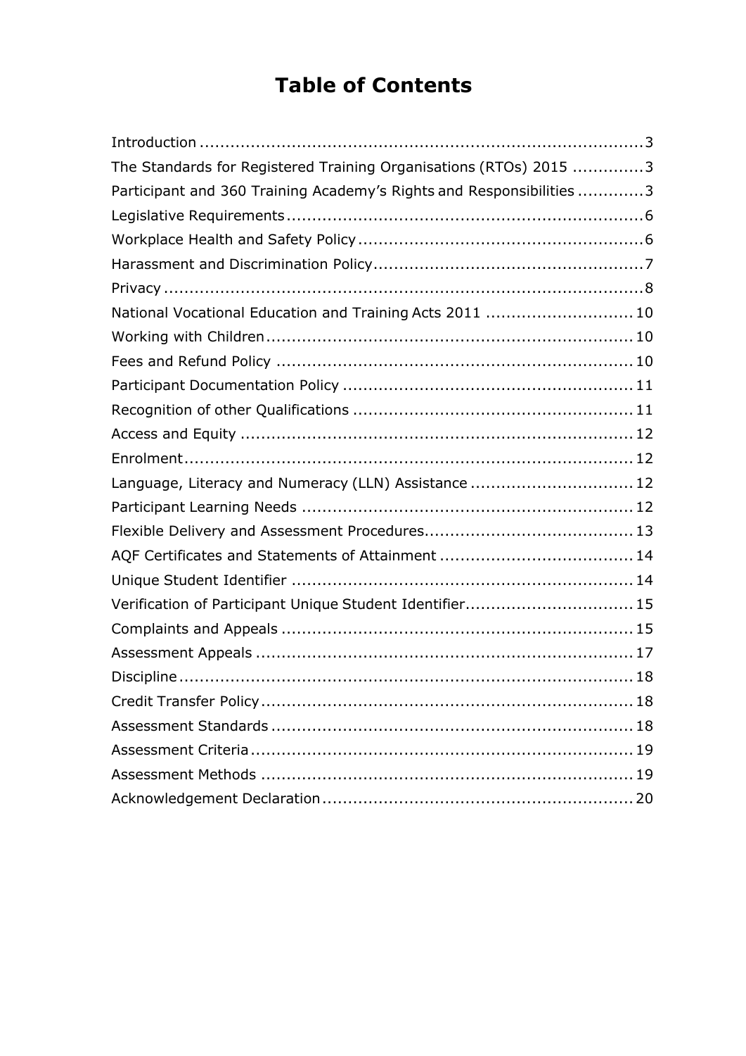# Table of Contents

Introduction ........................................................................................ 3
The Standards for Registered Training Organisations (RTOs) 2015 .............. 3
Participant and 360 Training Academy's Rights and Responsibilities ............. 3
Legislative Requirements ........................................................................ 6
Workplace Health and Safety Policy .......................................................... 6
Harassment and Discrimination Policy ...................................................... 7
Privacy ................................................................................................ 8
National Vocational Education and Training Acts 2011 ............................. 10
Working with Children ........................................................................... 10
Fees and Refund Policy ......................................................................... 10
Participant Documentation Policy ........................................................... 11
Recognition of other Qualifications ......................................................... 11
Access and Equity ................................................................................ 12
Enrolment ........................................................................................... 12
Language, Literacy and Numeracy (LLN) Assistance ................................ 12
Participant Learning Needs .................................................................. 12
Flexible Delivery and Assessment Procedures .......................................... 13
AQF Certificates and Statements of Attainment ....................................... 14
Unique Student Identifier ...................................................................... 14
Verification of Participant Unique Student Identifier ................................. 15
Complaints and Appeals ........................................................................ 15
Assessment Appeals ............................................................................. 17
Discipline ............................................................................................ 18
Credit Transfer Policy ........................................................................... 18
Assessment Standards .......................................................................... 18
Assessment Criteria .............................................................................. 19
Assessment Methods ............................................................................ 19
Acknowledgement Declaration ............................................................... 20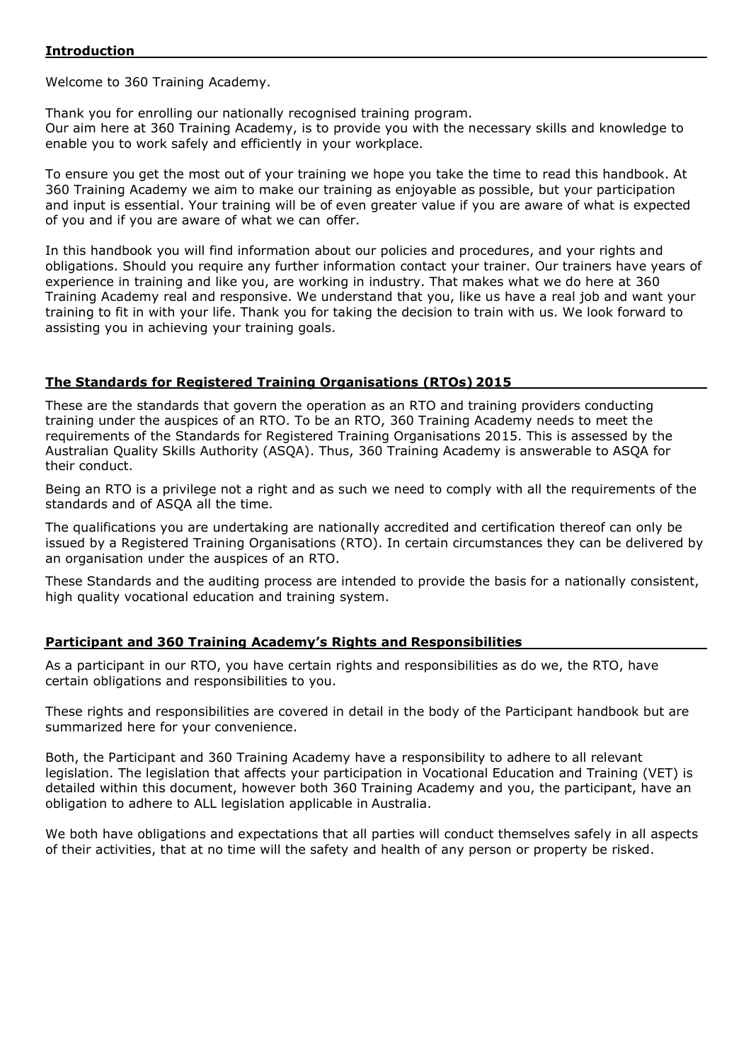## Introduction

Welcome to 360 Training Academy.

Thank you for enrolling our nationally recognised training program.
Our aim here at 360 Training Academy, is to provide you with the necessary skills and knowledge to enable you to work safely and efficiently in your workplace.

To ensure you get the most out of your training we hope you take the time to read this handbook. At 360 Training Academy we aim to make our training as enjoyable as possible, but your participation and input is essential. Your training will be of even greater value if you are aware of what is expected of you and if you are aware of what we can offer.

In this handbook you will find information about our policies and procedures, and your rights and obligations. Should you require any further information contact your trainer. Our trainers have years of experience in training and like you, are working in industry. That makes what we do here at 360 Training Academy real and responsive. We understand that you, like us have a real job and want your training to fit in with your life. Thank you for taking the decision to train with us. We look forward to assisting you in achieving your training goals.

## The Standards for Registered Training Organisations (RTOs) 2015

These are the standards that govern the operation as an RTO and training providers conducting training under the auspices of an RTO. To be an RTO, 360 Training Academy needs to meet the requirements of the Standards for Registered Training Organisations 2015. This is assessed by the Australian Quality Skills Authority (ASQA). Thus, 360 Training Academy is answerable to ASQA for their conduct.

Being an RTO is a privilege not a right and as such we need to comply with all the requirements of the standards and of ASQA all the time.

The qualifications you are undertaking are nationally accredited and certification thereof can only be issued by a Registered Training Organisations (RTO). In certain circumstances they can be delivered by an organisation under the auspices of an RTO.

These Standards and the auditing process are intended to provide the basis for a nationally consistent, high quality vocational education and training system.

## Participant and 360 Training Academy's Rights and Responsibilities

As a participant in our RTO, you have certain rights and responsibilities as do we, the RTO, have certain obligations and responsibilities to you.

These rights and responsibilities are covered in detail in the body of the Participant handbook but are summarized here for your convenience.

Both, the Participant and 360 Training Academy have a responsibility to adhere to all relevant legislation. The legislation that affects your participation in Vocational Education and Training (VET) is detailed within this document, however both 360 Training Academy and you, the participant, have an obligation to adhere to ALL legislation applicable in Australia.

We both have obligations and expectations that all parties will conduct themselves safely in all aspects of their activities, that at no time will the safety and health of any person or property be risked.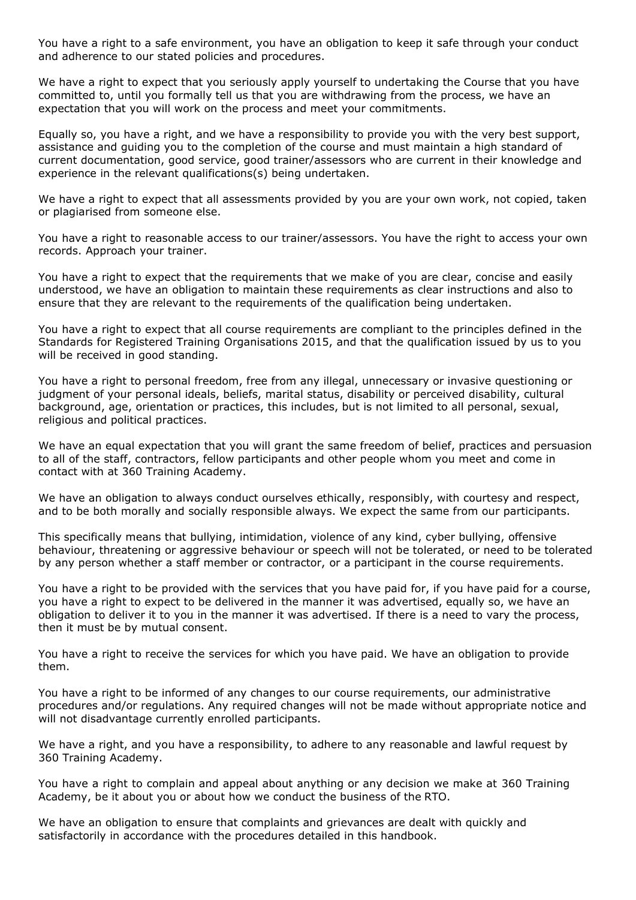You have a right to a safe environment, you have an obligation to keep it safe through your conduct and adherence to our stated policies and procedures.

We have a right to expect that you seriously apply yourself to undertaking the Course that you have committed to, until you formally tell us that you are withdrawing from the process, we have an expectation that you will work on the process and meet your commitments.

Equally so, you have a right, and we have a responsibility to provide you with the very best support, assistance and guiding you to the completion of the course and must maintain a high standard of current documentation, good service, good trainer/assessors who are current in their knowledge and experience in the relevant qualifications(s) being undertaken.

We have a right to expect that all assessments provided by you are your own work, not copied, taken or plagiarised from someone else.

You have a right to reasonable access to our trainer/assessors. You have the right to access your own records. Approach your trainer.

You have a right to expect that the requirements that we make of you are clear, concise and easily understood, we have an obligation to maintain these requirements as clear instructions and also to ensure that they are relevant to the requirements of the qualification being undertaken.

You have a right to expect that all course requirements are compliant to the principles defined in the Standards for Registered Training Organisations 2015, and that the qualification issued by us to you will be received in good standing.

You have a right to personal freedom, free from any illegal, unnecessary or invasive questioning or judgment of your personal ideals, beliefs, marital status, disability or perceived disability, cultural background, age, orientation or practices, this includes, but is not limited to all personal, sexual, religious and political practices.

We have an equal expectation that you will grant the same freedom of belief, practices and persuasion to all of the staff, contractors, fellow participants and other people whom you meet and come in contact with at 360 Training Academy.

We have an obligation to always conduct ourselves ethically, responsibly, with courtesy and respect, and to be both morally and socially responsible always. We expect the same from our participants.

This specifically means that bullying, intimidation, violence of any kind, cyber bullying, offensive behaviour, threatening or aggressive behaviour or speech will not be tolerated, or need to be tolerated by any person whether a staff member or contractor, or a participant in the course requirements.

You have a right to be provided with the services that you have paid for, if you have paid for a course, you have a right to expect to be delivered in the manner it was advertised, equally so, we have an obligation to deliver it to you in the manner it was advertised. If there is a need to vary the process, then it must be by mutual consent.

You have a right to receive the services for which you have paid. We have an obligation to provide them.

You have a right to be informed of any changes to our course requirements, our administrative procedures and/or regulations. Any required changes will not be made without appropriate notice and will not disadvantage currently enrolled participants.

We have a right, and you have a responsibility, to adhere to any reasonable and lawful request by 360 Training Academy.

You have a right to complain and appeal about anything or any decision we make at 360 Training Academy, be it about you or about how we conduct the business of the RTO.

We have an obligation to ensure that complaints and grievances are dealt with quickly and satisfactorily in accordance with the procedures detailed in this handbook.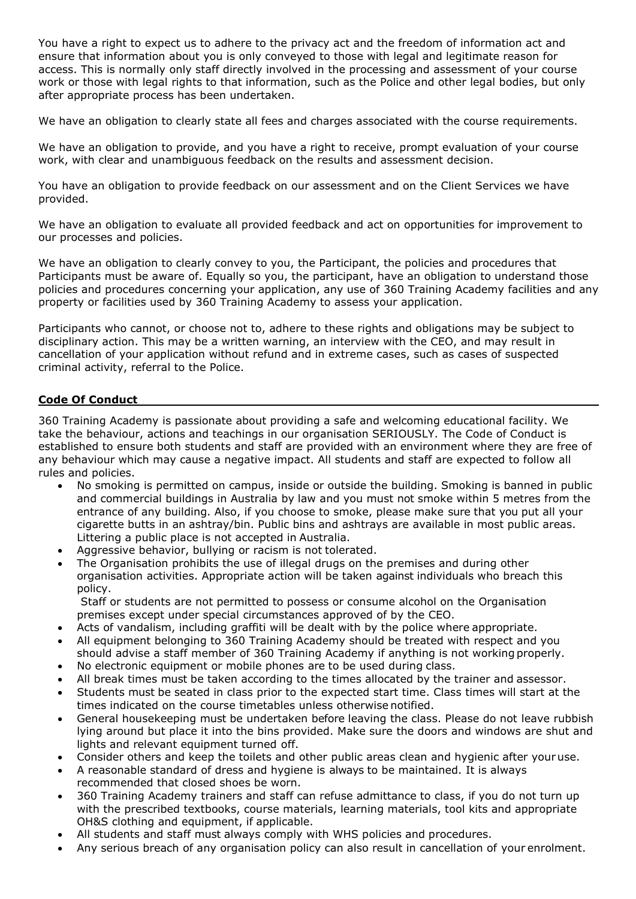You have a right to expect us to adhere to the privacy act and the freedom of information act and ensure that information about you is only conveyed to those with legal and legitimate reason for access. This is normally only staff directly involved in the processing and assessment of your course work or those with legal rights to that information, such as the Police and other legal bodies, but only after appropriate process has been undertaken.

We have an obligation to clearly state all fees and charges associated with the course requirements.

We have an obligation to provide, and you have a right to receive, prompt evaluation of your course work, with clear and unambiguous feedback on the results and assessment decision.

You have an obligation to provide feedback on our assessment and on the Client Services we have provided.

We have an obligation to evaluate all provided feedback and act on opportunities for improvement to our processes and policies.

We have an obligation to clearly convey to you, the Participant, the policies and procedures that Participants must be aware of. Equally so you, the participant, have an obligation to understand those policies and procedures concerning your application, any use of 360 Training Academy facilities and any property or facilities used by 360 Training Academy to assess your application.

Participants who cannot, or choose not to, adhere to these rights and obligations may be subject to disciplinary action. This may be a written warning, an interview with the CEO, and may result in cancellation of your application without refund and in extreme cases, such as cases of suspected criminal activity, referral to the Police.

## Code Of Conduct

360 Training Academy is passionate about providing a safe and welcoming educational facility. We take the behaviour, actions and teachings in our organisation SERIOUSLY. The Code of Conduct is established to ensure both students and staff are provided with an environment where they are free of any behaviour which may cause a negative impact. All students and staff are expected to follow all rules and policies.

- No smoking is permitted on campus, inside or outside the building. Smoking is banned in public and commercial buildings in Australia by law and you must not smoke within 5 metres from the entrance of any building. Also, if you choose to smoke, please make sure that you put all your cigarette butts in an ashtray/bin. Public bins and ashtrays are available in most public areas. Littering a public place is not accepted in Australia.
- Aggressive behavior, bullying or racism is not tolerated.
- The Organisation prohibits the use of illegal drugs on the premises and during other organisation activities. Appropriate action will be taken against individuals who breach this policy.
  Staff or students are not permitted to possess or consume alcohol on the Organisation premises except under special circumstances approved of by the CEO.
- Acts of vandalism, including graffiti will be dealt with by the police where appropriate.
- All equipment belonging to 360 Training Academy should be treated with respect and you should advise a staff member of 360 Training Academy if anything is not working properly.
- No electronic equipment or mobile phones are to be used during class.
- All break times must be taken according to the times allocated by the trainer and assessor.
- Students must be seated in class prior to the expected start time. Class times will start at the times indicated on the course timetables unless otherwise notified.
- General housekeeping must be undertaken before leaving the class. Please do not leave rubbish lying around but place it into the bins provided. Make sure the doors and windows are shut and lights and relevant equipment turned off.
- Consider others and keep the toilets and other public areas clean and hygienic after your use.
- A reasonable standard of dress and hygiene is always to be maintained. It is always recommended that closed shoes be worn.
- 360 Training Academy trainers and staff can refuse admittance to class, if you do not turn up with the prescribed textbooks, course materials, learning materials, tool kits and appropriate OH&S clothing and equipment, if applicable.
- All students and staff must always comply with WHS policies and procedures.
- Any serious breach of any organisation policy can also result in cancellation of your enrolment.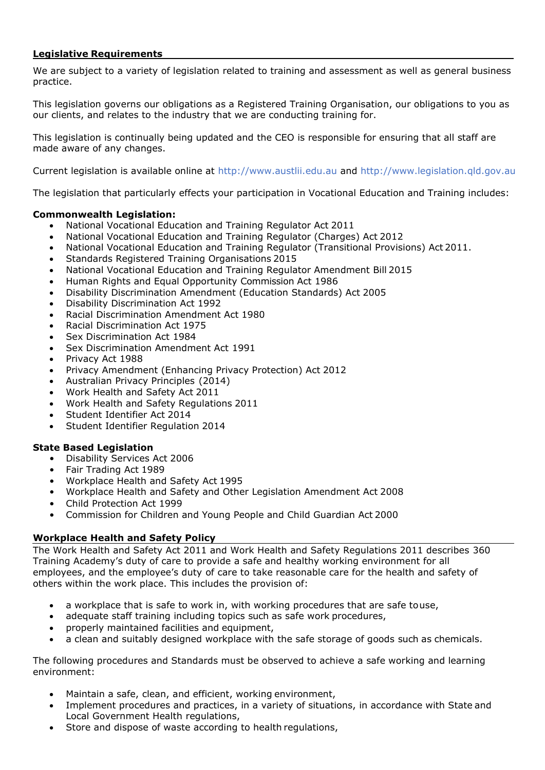## Legislative Requirements

We are subject to a variety of legislation related to training and assessment as well as general business practice.

This legislation governs our obligations as a Registered Training Organisation, our obligations to you as our clients, and relates to the industry that we are conducting training for.

This legislation is continually being updated and the CEO is responsible for ensuring that all staff are made aware of any changes.

Current legislation is available online at http://www.austlii.edu.au and http://www.legislation.qld.gov.au

The legislation that particularly effects your participation in Vocational Education and Training includes:

**Commonwealth Legislation:**

- National Vocational Education and Training Regulator Act 2011
- National Vocational Education and Training Regulator (Charges) Act 2012
- National Vocational Education and Training Regulator (Transitional Provisions) Act 2011.
- Standards Registered Training Organisations 2015
- National Vocational Education and Training Regulator Amendment Bill 2015
- Human Rights and Equal Opportunity Commission Act 1986
- Disability Discrimination Amendment (Education Standards) Act 2005
- Disability Discrimination Act 1992
- Racial Discrimination Amendment Act 1980
- Racial Discrimination Act 1975
- Sex Discrimination Act 1984
- Sex Discrimination Amendment Act 1991
- Privacy Act 1988
- Privacy Amendment (Enhancing Privacy Protection) Act 2012
- Australian Privacy Principles (2014)
- Work Health and Safety Act 2011
- Work Health and Safety Regulations 2011
- Student Identifier Act 2014
- Student Identifier Regulation 2014

**State Based Legislation**

- Disability Services Act 2006
- Fair Trading Act 1989
- Workplace Health and Safety Act 1995
- Workplace Health and Safety and Other Legislation Amendment Act 2008
- Child Protection Act 1999
- Commission for Children and Young People and Child Guardian Act 2000

## Workplace Health and Safety Policy

The Work Health and Safety Act 2011 and Work Health and Safety Regulations 2011 describes 360 Training Academy's duty of care to provide a safe and healthy working environment for all employees, and the employee's duty of care to take reasonable care for the health and safety of others within the work place. This includes the provision of:

- a workplace that is safe to work in, with working procedures that are safe to use,
- adequate staff training including topics such as safe work procedures,
- properly maintained facilities and equipment,
- a clean and suitably designed workplace with the safe storage of goods such as chemicals.

The following procedures and Standards must be observed to achieve a safe working and learning environment:

- Maintain a safe, clean, and efficient, working environment,
- Implement procedures and practices, in a variety of situations, in accordance with State and Local Government Health regulations,
- Store and dispose of waste according to health regulations,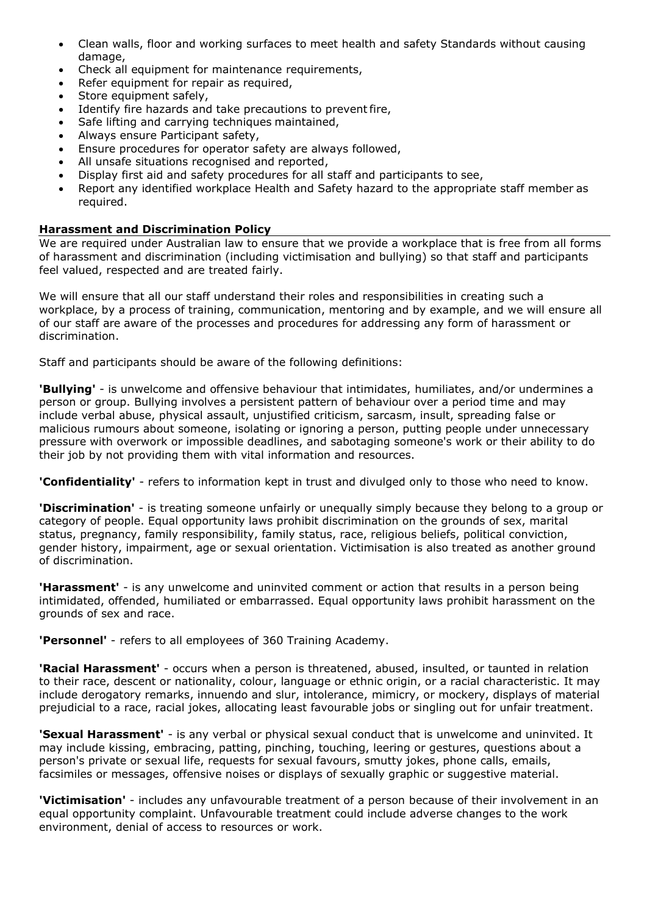- Clean walls, floor and working surfaces to meet health and safety Standards without causing damage,
- Check all equipment for maintenance requirements,
- Refer equipment for repair as required,
- Store equipment safely,
- Identify fire hazards and take precautions to prevent fire,
- Safe lifting and carrying techniques maintained,
- Always ensure Participant safety,
- Ensure procedures for operator safety are always followed,
- All unsafe situations recognised and reported,
- Display first aid and safety procedures for all staff and participants to see,
- Report any identified workplace Health and Safety hazard to the appropriate staff member as required.

## Harassment and Discrimination Policy

We are required under Australian law to ensure that we provide a workplace that is free from all forms of harassment and discrimination (including victimisation and bullying) so that staff and participants feel valued, respected and are treated fairly.

We will ensure that all our staff understand their roles and responsibilities in creating such a workplace, by a process of training, communication, mentoring and by example, and we will ensure all of our staff are aware of the processes and procedures for addressing any form of harassment or discrimination.

Staff and participants should be aware of the following definitions:

**'Bullying'** - is unwelcome and offensive behaviour that intimidates, humiliates, and/or undermines a person or group. Bullying involves a persistent pattern of behaviour over a period time and may include verbal abuse, physical assault, unjustified criticism, sarcasm, insult, spreading false or malicious rumours about someone, isolating or ignoring a person, putting people under unnecessary pressure with overwork or impossible deadlines, and sabotaging someone's work or their ability to do their job by not providing them with vital information and resources.

**'Confidentiality'** - refers to information kept in trust and divulged only to those who need to know.

**'Discrimination'** - is treating someone unfairly or unequally simply because they belong to a group or category of people. Equal opportunity laws prohibit discrimination on the grounds of sex, marital status, pregnancy, family responsibility, family status, race, religious beliefs, political conviction, gender history, impairment, age or sexual orientation. Victimisation is also treated as another ground of discrimination.

**'Harassment'** - is any unwelcome and uninvited comment or action that results in a person being intimidated, offended, humiliated or embarrassed. Equal opportunity laws prohibit harassment on the grounds of sex and race.

**'Personnel'** - refers to all employees of 360 Training Academy.

**'Racial Harassment'** - occurs when a person is threatened, abused, insulted, or taunted in relation to their race, descent or nationality, colour, language or ethnic origin, or a racial characteristic. It may include derogatory remarks, innuendo and slur, intolerance, mimicry, or mockery, displays of material prejudicial to a race, racial jokes, allocating least favourable jobs or singling out for unfair treatment.

**'Sexual Harassment'** - is any verbal or physical sexual conduct that is unwelcome and uninvited. It may include kissing, embracing, patting, pinching, touching, leering or gestures, questions about a person's private or sexual life, requests for sexual favours, smutty jokes, phone calls, emails, facsimiles or messages, offensive noises or displays of sexually graphic or suggestive material.

**'Victimisation'** - includes any unfavourable treatment of a person because of their involvement in an equal opportunity complaint. Unfavourable treatment could include adverse changes to the work environment, denial of access to resources or work.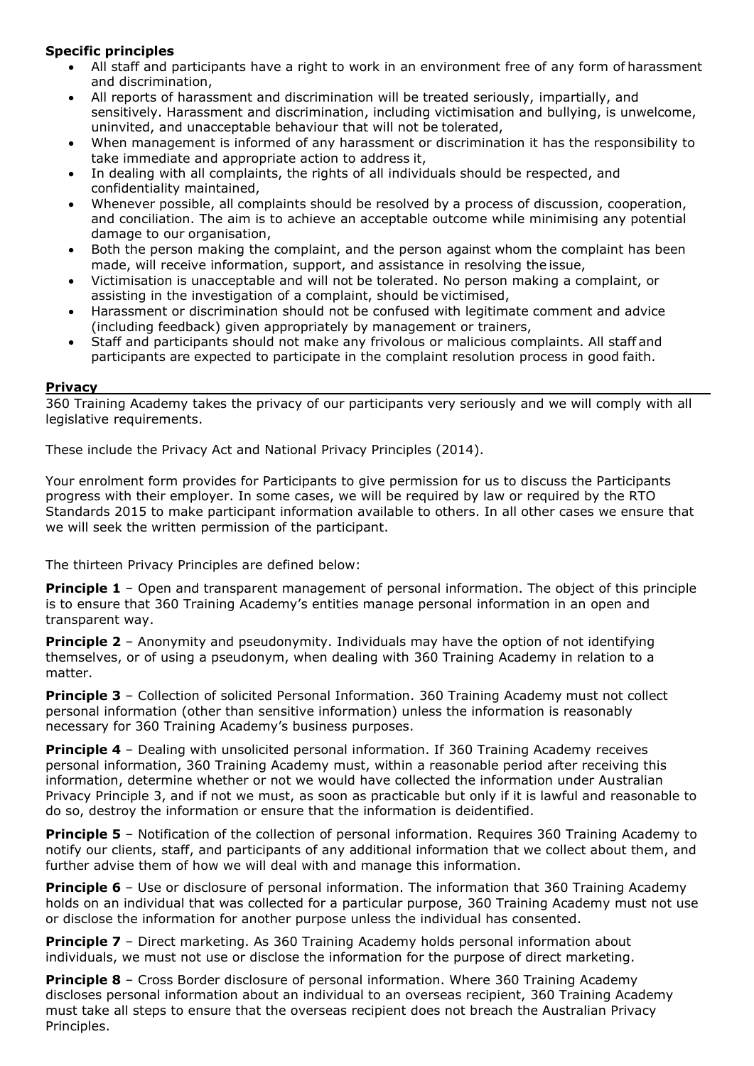**Specific principles**

- All staff and participants have a right to work in an environment free of any form of harassment and discrimination,
- All reports of harassment and discrimination will be treated seriously, impartially, and sensitively. Harassment and discrimination, including victimisation and bullying, is unwelcome, uninvited, and unacceptable behaviour that will not be tolerated,
- When management is informed of any harassment or discrimination it has the responsibility to take immediate and appropriate action to address it,
- In dealing with all complaints, the rights of all individuals should be respected, and confidentiality maintained,
- Whenever possible, all complaints should be resolved by a process of discussion, cooperation, and conciliation. The aim is to achieve an acceptable outcome while minimising any potential damage to our organisation,
- Both the person making the complaint, and the person against whom the complaint has been made, will receive information, support, and assistance in resolving the issue,
- Victimisation is unacceptable and will not be tolerated. No person making a complaint, or assisting in the investigation of a complaint, should be victimised,
- Harassment or discrimination should not be confused with legitimate comment and advice (including feedback) given appropriately by management or trainers,
- Staff and participants should not make any frivolous or malicious complaints. All staff and participants are expected to participate in the complaint resolution process in good faith.

## Privacy

360 Training Academy takes the privacy of our participants very seriously and we will comply with all legislative requirements.

These include the Privacy Act and National Privacy Principles (2014).

Your enrolment form provides for Participants to give permission for us to discuss the Participants progress with their employer. In some cases, we will be required by law or required by the RTO Standards 2015 to make participant information available to others. In all other cases we ensure that we will seek the written permission of the participant.

The thirteen Privacy Principles are defined below:

**Principle 1** – Open and transparent management of personal information. The object of this principle is to ensure that 360 Training Academy's entities manage personal information in an open and transparent way.

**Principle 2** – Anonymity and pseudonymity. Individuals may have the option of not identifying themselves, or of using a pseudonym, when dealing with 360 Training Academy in relation to a matter.

**Principle 3** – Collection of solicited Personal Information. 360 Training Academy must not collect personal information (other than sensitive information) unless the information is reasonably necessary for 360 Training Academy's business purposes.

**Principle 4** – Dealing with unsolicited personal information. If 360 Training Academy receives personal information, 360 Training Academy must, within a reasonable period after receiving this information, determine whether or not we would have collected the information under Australian Privacy Principle 3, and if not we must, as soon as practicable but only if it is lawful and reasonable to do so, destroy the information or ensure that the information is deidentified.

**Principle 5** – Notification of the collection of personal information. Requires 360 Training Academy to notify our clients, staff, and participants of any additional information that we collect about them, and further advise them of how we will deal with and manage this information.

**Principle 6** – Use or disclosure of personal information. The information that 360 Training Academy holds on an individual that was collected for a particular purpose, 360 Training Academy must not use or disclose the information for another purpose unless the individual has consented.

**Principle 7** – Direct marketing. As 360 Training Academy holds personal information about individuals, we must not use or disclose the information for the purpose of direct marketing.

**Principle 8** – Cross Border disclosure of personal information. Where 360 Training Academy discloses personal information about an individual to an overseas recipient, 360 Training Academy must take all steps to ensure that the overseas recipient does not breach the Australian Privacy Principles.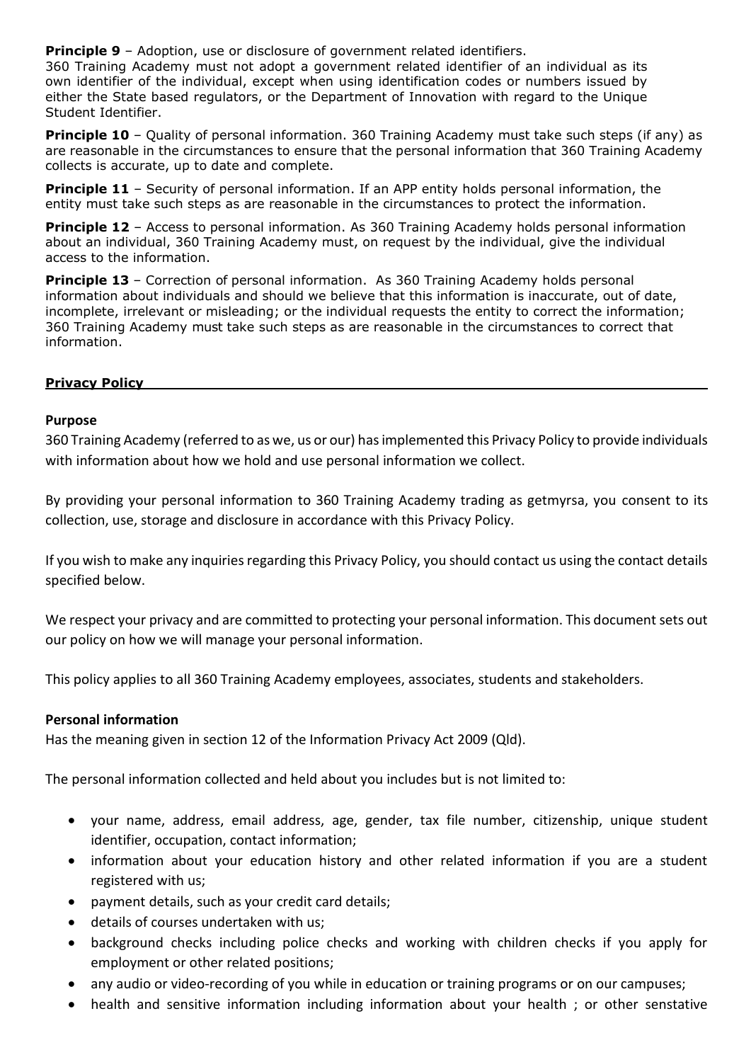**Principle 9** – Adoption, use or disclosure of government related identifiers.
360 Training Academy must not adopt a government related identifier of an individual as its own identifier of the individual, except when using identification codes or numbers issued by either the State based regulators, or the Department of Innovation with regard to the Unique Student Identifier.

**Principle 10** – Quality of personal information. 360 Training Academy must take such steps (if any) as are reasonable in the circumstances to ensure that the personal information that 360 Training Academy collects is accurate, up to date and complete.

**Principle 11** – Security of personal information. If an APP entity holds personal information, the entity must take such steps as are reasonable in the circumstances to protect the information.

**Principle 12** – Access to personal information. As 360 Training Academy holds personal information about an individual, 360 Training Academy must, on request by the individual, give the individual access to the information.

**Principle 13** – Correction of personal information. As 360 Training Academy holds personal information about individuals and should we believe that this information is inaccurate, out of date, incomplete, irrelevant or misleading; or the individual requests the entity to correct the information; 360 Training Academy must take such steps as are reasonable in the circumstances to correct that information.

## Privacy Policy

### Purpose

360 Training Academy (referred to as we, us or our) has implemented this Privacy Policy to provide individuals with information about how we hold and use personal information we collect.

By providing your personal information to 360 Training Academy trading as getmyrsa, you consent to its collection, use, storage and disclosure in accordance with this Privacy Policy.

If you wish to make any inquiries regarding this Privacy Policy, you should contact us using the contact details specified below.

We respect your privacy and are committed to protecting your personal information. This document sets out our policy on how we will manage your personal information.

This policy applies to all 360 Training Academy employees, associates, students and stakeholders.

### Personal information

Has the meaning given in section 12 of the Information Privacy Act 2009 (Qld).

The personal information collected and held about you includes but is not limited to:

- your name, address, email address, age, gender, tax file number, citizenship, unique student identifier, occupation, contact information;
- information about your education history and other related information if you are a student registered with us;
- payment details, such as your credit card details;
- details of courses undertaken with us;
- background checks including police checks and working with children checks if you apply for employment or other related positions;
- any audio or video-recording of you while in education or training programs or on our campuses;
- health and sensitive information including information about your health ; or other senstative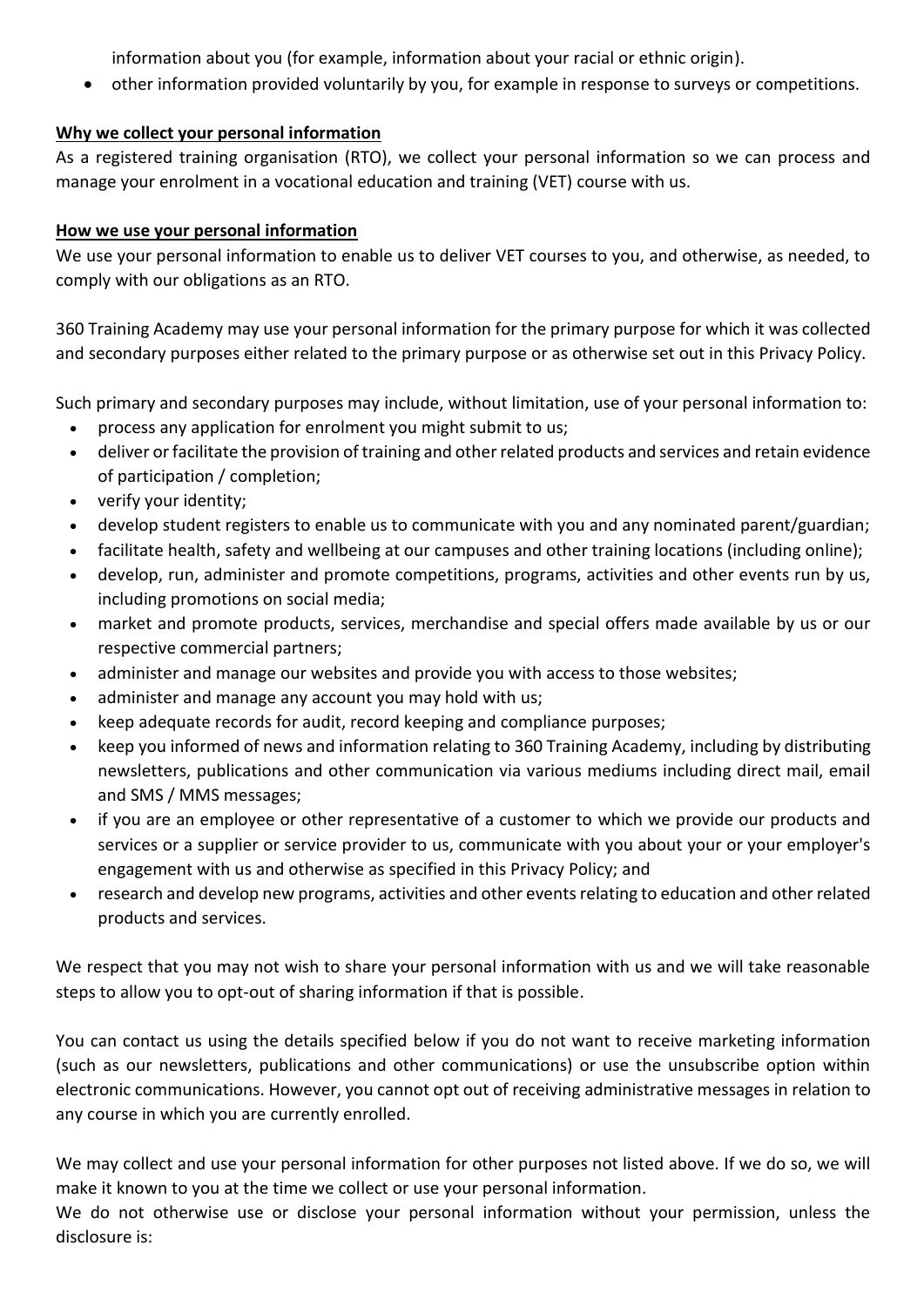information about you (for example, information about your racial or ethnic origin).

- other information provided voluntarily by you, for example in response to surveys or competitions.

**Why we collect your personal information**

As a registered training organisation (RTO), we collect your personal information so we can process and manage your enrolment in a vocational education and training (VET) course with us.

**How we use your personal information**

We use your personal information to enable us to deliver VET courses to you, and otherwise, as needed, to comply with our obligations as an RTO.

360 Training Academy may use your personal information for the primary purpose for which it was collected and secondary purposes either related to the primary purpose or as otherwise set out in this Privacy Policy.

Such primary and secondary purposes may include, without limitation, use of your personal information to:

- process any application for enrolment you might submit to us;
- deliver or facilitate the provision of training and other related products and services and retain evidence of participation / completion;
- verify your identity;
- develop student registers to enable us to communicate with you and any nominated parent/guardian;
- facilitate health, safety and wellbeing at our campuses and other training locations (including online);
- develop, run, administer and promote competitions, programs, activities and other events run by us, including promotions on social media;
- market and promote products, services, merchandise and special offers made available by us or our respective commercial partners;
- administer and manage our websites and provide you with access to those websites;
- administer and manage any account you may hold with us;
- keep adequate records for audit, record keeping and compliance purposes;
- keep you informed of news and information relating to 360 Training Academy, including by distributing newsletters, publications and other communication via various mediums including direct mail, email and SMS / MMS messages;
- if you are an employee or other representative of a customer to which we provide our products and services or a supplier or service provider to us, communicate with you about your or your employer's engagement with us and otherwise as specified in this Privacy Policy; and
- research and develop new programs, activities and other events relating to education and other related products and services.

We respect that you may not wish to share your personal information with us and we will take reasonable steps to allow you to opt-out of sharing information if that is possible.

You can contact us using the details specified below if you do not want to receive marketing information (such as our newsletters, publications and other communications) or use the unsubscribe option within electronic communications. However, you cannot opt out of receiving administrative messages in relation to any course in which you are currently enrolled.

We may collect and use your personal information for other purposes not listed above. If we do so, we will make it known to you at the time we collect or use your personal information.

We do not otherwise use or disclose your personal information without your permission, unless the disclosure is: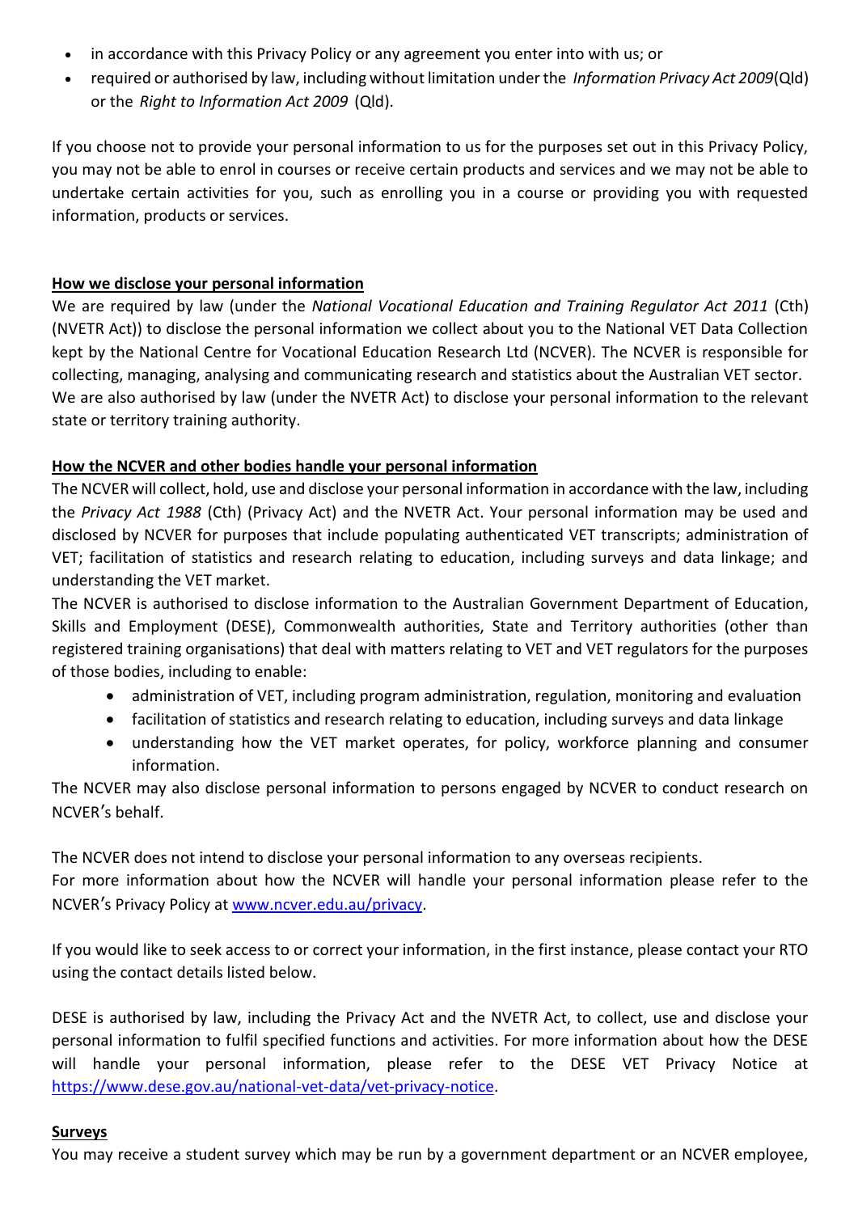- in accordance with this Privacy Policy or any agreement you enter into with us; or
- required or authorised by law, including without limitation under the *Information Privacy Act 2009* (Qld) or the *Right to Information Act 2009* (Qld).

If you choose not to provide your personal information to us for the purposes set out in this Privacy Policy, you may not be able to enrol in courses or receive certain products and services and we may not be able to undertake certain activities for you, such as enrolling you in a course or providing you with requested information, products or services.

**<u>How we disclose your personal information</u>**

We are required by law (under the *National Vocational Education and Training Regulator Act 2011* (Cth) (NVETR Act)) to disclose the personal information we collect about you to the National VET Data Collection kept by the National Centre for Vocational Education Research Ltd (NCVER). The NCVER is responsible for collecting, managing, analysing and communicating research and statistics about the Australian VET sector.
We are also authorised by law (under the NVETR Act) to disclose your personal information to the relevant state or territory training authority.

**<u>How the NCVER and other bodies handle your personal information</u>**

The NCVER will collect, hold, use and disclose your personal information in accordance with the law, including the *Privacy Act 1988* (Cth) (Privacy Act) and the NVETR Act. Your personal information may be used and disclosed by NCVER for purposes that include populating authenticated VET transcripts; administration of VET; facilitation of statistics and research relating to education, including surveys and data linkage; and understanding the VET market.
The NCVER is authorised to disclose information to the Australian Government Department of Education, Skills and Employment (DESE), Commonwealth authorities, State and Territory authorities (other than registered training organisations) that deal with matters relating to VET and VET regulators for the purposes of those bodies, including to enable:

- administration of VET, including program administration, regulation, monitoring and evaluation
- facilitation of statistics and research relating to education, including surveys and data linkage
- understanding how the VET market operates, for policy, workforce planning and consumer information.

The NCVER may also disclose personal information to persons engaged by NCVER to conduct research on NCVER's behalf.

The NCVER does not intend to disclose your personal information to any overseas recipients.
For more information about how the NCVER will handle your personal information please refer to the NCVER's Privacy Policy at [www.ncver.edu.au/privacy](www.ncver.edu.au/privacy).

If you would like to seek access to or correct your information, in the first instance, please contact your RTO using the contact details listed below.

DESE is authorised by law, including the Privacy Act and the NVETR Act, to collect, use and disclose your personal information to fulfil specified functions and activities. For more information about how the DESE will handle your personal information, please refer to the DESE VET Privacy Notice at [https://www.dese.gov.au/national-vet-data/vet-privacy-notice](https://www.dese.gov.au/national-vet-data/vet-privacy-notice).

**<u>Surveys</u>**

You may receive a student survey which may be run by a government department or an NCVER employee,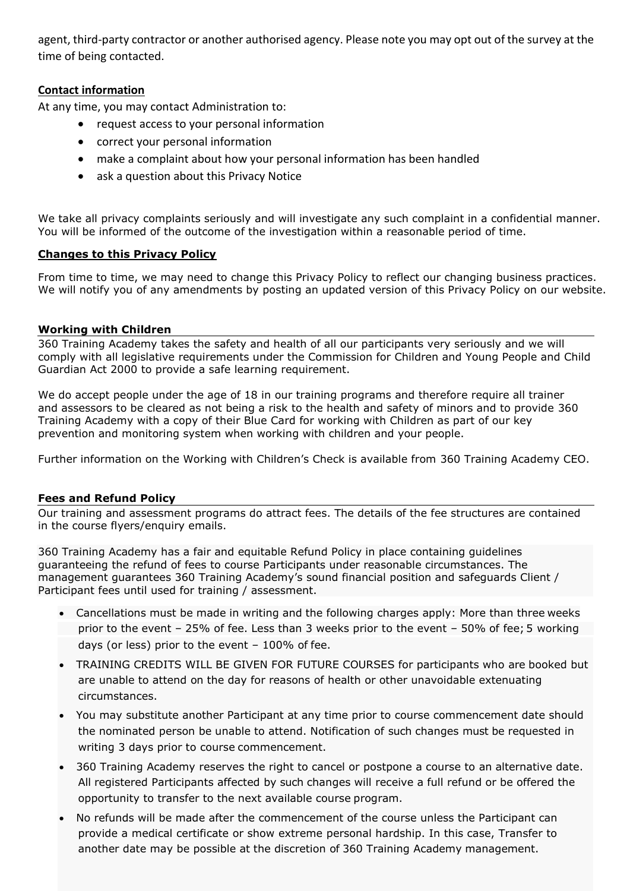agent, third-party contractor or another authorised agency. Please note you may opt out of the survey at the time of being contacted.

## Contact information

At any time, you may contact Administration to:

- request access to your personal information
- correct your personal information
- make a complaint about how your personal information has been handled
- ask a question about this Privacy Notice

We take all privacy complaints seriously and will investigate any such complaint in a confidential manner. You will be informed of the outcome of the investigation within a reasonable period of time.

## Changes to this Privacy Policy

From time to time, we may need to change this Privacy Policy to reflect our changing business practices. We will notify you of any amendments by posting an updated version of this Privacy Policy on our website.

## Working with Children

360 Training Academy takes the safety and health of all our participants very seriously and we will comply with all legislative requirements under the Commission for Children and Young People and Child Guardian Act 2000 to provide a safe learning requirement.

We do accept people under the age of 18 in our training programs and therefore require all trainer and assessors to be cleared as not being a risk to the health and safety of minors and to provide 360 Training Academy with a copy of their Blue Card for working with Children as part of our key prevention and monitoring system when working with children and your people.

Further information on the Working with Children's Check is available from 360 Training Academy CEO.

## Fees and Refund Policy

Our training and assessment programs do attract fees. The details of the fee structures are contained in the course flyers/enquiry emails.

360 Training Academy has a fair and equitable Refund Policy in place containing guidelines guaranteeing the refund of fees to course Participants under reasonable circumstances. The management guarantees 360 Training Academy's sound financial position and safeguards Client / Participant fees until used for training / assessment.

- Cancellations must be made in writing and the following charges apply: More than three weeks prior to the event – 25% of fee. Less than 3 weeks prior to the event – 50% of fee; 5 working days (or less) prior to the event – 100% of fee.
- TRAINING CREDITS WILL BE GIVEN FOR FUTURE COURSES for participants who are booked but are unable to attend on the day for reasons of health or other unavoidable extenuating circumstances.
- You may substitute another Participant at any time prior to course commencement date should the nominated person be unable to attend. Notification of such changes must be requested in writing 3 days prior to course commencement.
- 360 Training Academy reserves the right to cancel or postpone a course to an alternative date. All registered Participants affected by such changes will receive a full refund or be offered the opportunity to transfer to the next available course program.
- No refunds will be made after the commencement of the course unless the Participant can provide a medical certificate or show extreme personal hardship. In this case, Transfer to another date may be possible at the discretion of 360 Training Academy management.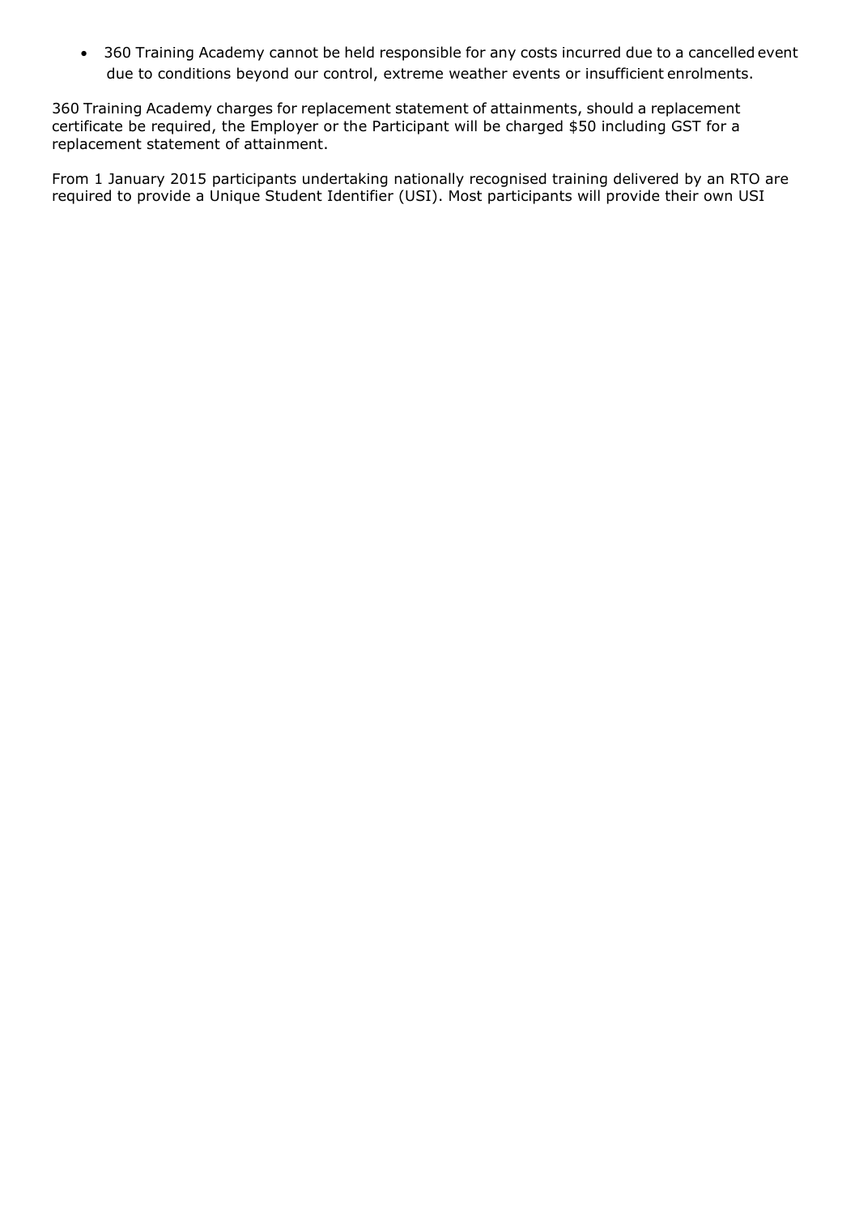- 360 Training Academy cannot be held responsible for any costs incurred due to a cancelled event due to conditions beyond our control, extreme weather events or insufficient enrolments.

360 Training Academy charges for replacement statement of attainments, should a replacement certificate be required, the Employer or the Participant will be charged $50 including GST for a replacement statement of attainment.

From 1 January 2015 participants undertaking nationally recognised training delivered by an RTO are required to provide a Unique Student Identifier (USI). Most participants will provide their own USI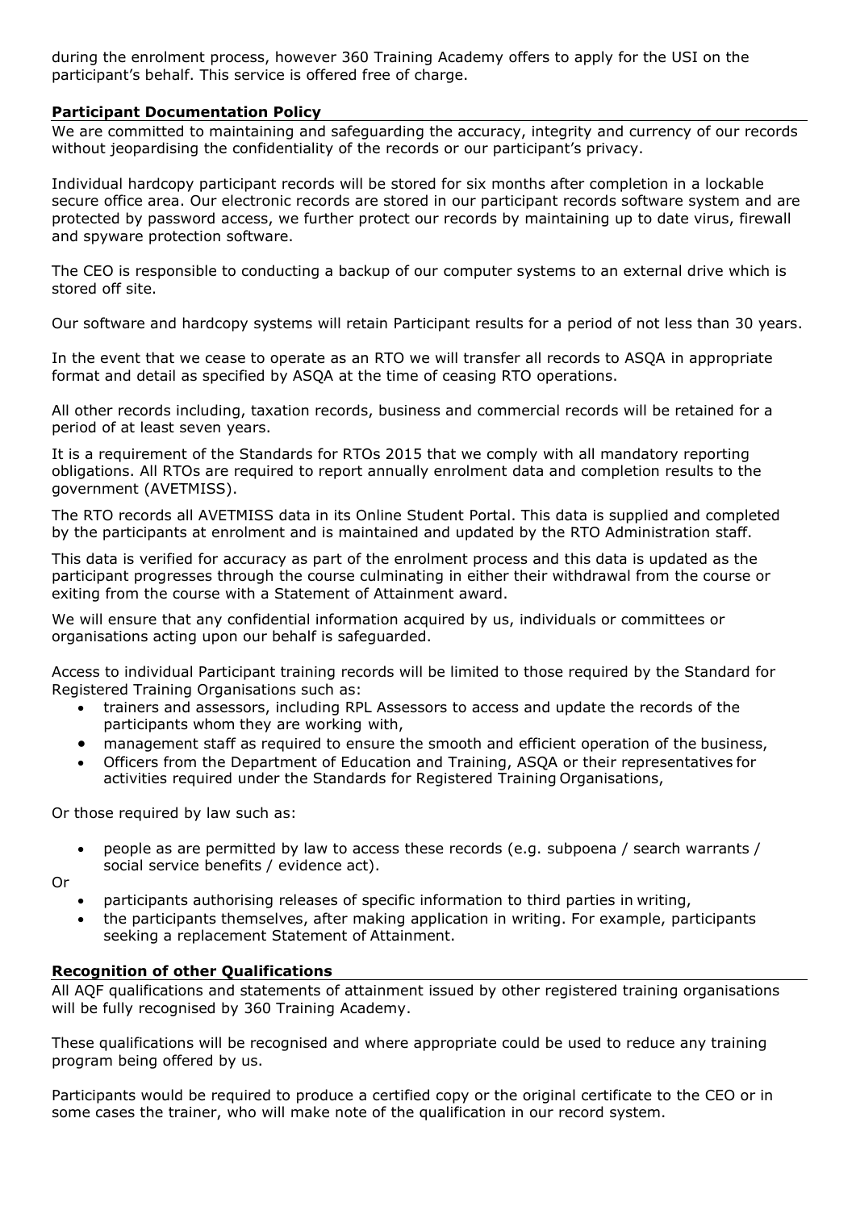during the enrolment process, however 360 Training Academy offers to apply for the USI on the participant's behalf. This service is offered free of charge.

## Participant Documentation Policy

We are committed to maintaining and safeguarding the accuracy, integrity and currency of our records without jeopardising the confidentiality of the records or our participant's privacy.

Individual hardcopy participant records will be stored for six months after completion in a lockable secure office area. Our electronic records are stored in our participant records software system and are protected by password access, we further protect our records by maintaining up to date virus, firewall and spyware protection software.

The CEO is responsible to conducting a backup of our computer systems to an external drive which is stored off site.

Our software and hardcopy systems will retain Participant results for a period of not less than 30 years.

In the event that we cease to operate as an RTO we will transfer all records to ASQA in appropriate format and detail as specified by ASQA at the time of ceasing RTO operations.

All other records including, taxation records, business and commercial records will be retained for a period of at least seven years.

It is a requirement of the Standards for RTOs 2015 that we comply with all mandatory reporting obligations. All RTOs are required to report annually enrolment data and completion results to the government (AVETMISS).

The RTO records all AVETMISS data in its Online Student Portal. This data is supplied and completed by the participants at enrolment and is maintained and updated by the RTO Administration staff.

This data is verified for accuracy as part of the enrolment process and this data is updated as the participant progresses through the course culminating in either their withdrawal from the course or exiting from the course with a Statement of Attainment award.

We will ensure that any confidential information acquired by us, individuals or committees or organisations acting upon our behalf is safeguarded.

Access to individual Participant training records will be limited to those required by the Standard for Registered Training Organisations such as:

- trainers and assessors, including RPL Assessors to access and update the records of the participants whom they are working with,
- management staff as required to ensure the smooth and efficient operation of the business,
- Officers from the Department of Education and Training, ASQA or their representatives for activities required under the Standards for Registered Training Organisations,

Or those required by law such as:

- people as are permitted by law to access these records (e.g. subpoena / search warrants / social service benefits / evidence act).

Or

- participants authorising releases of specific information to third parties in writing,
- the participants themselves, after making application in writing. For example, participants seeking a replacement Statement of Attainment.

## Recognition of other Qualifications

All AQF qualifications and statements of attainment issued by other registered training organisations will be fully recognised by 360 Training Academy.

These qualifications will be recognised and where appropriate could be used to reduce any training program being offered by us.

Participants would be required to produce a certified copy or the original certificate to the CEO or in some cases the trainer, who will make note of the qualification in our record system.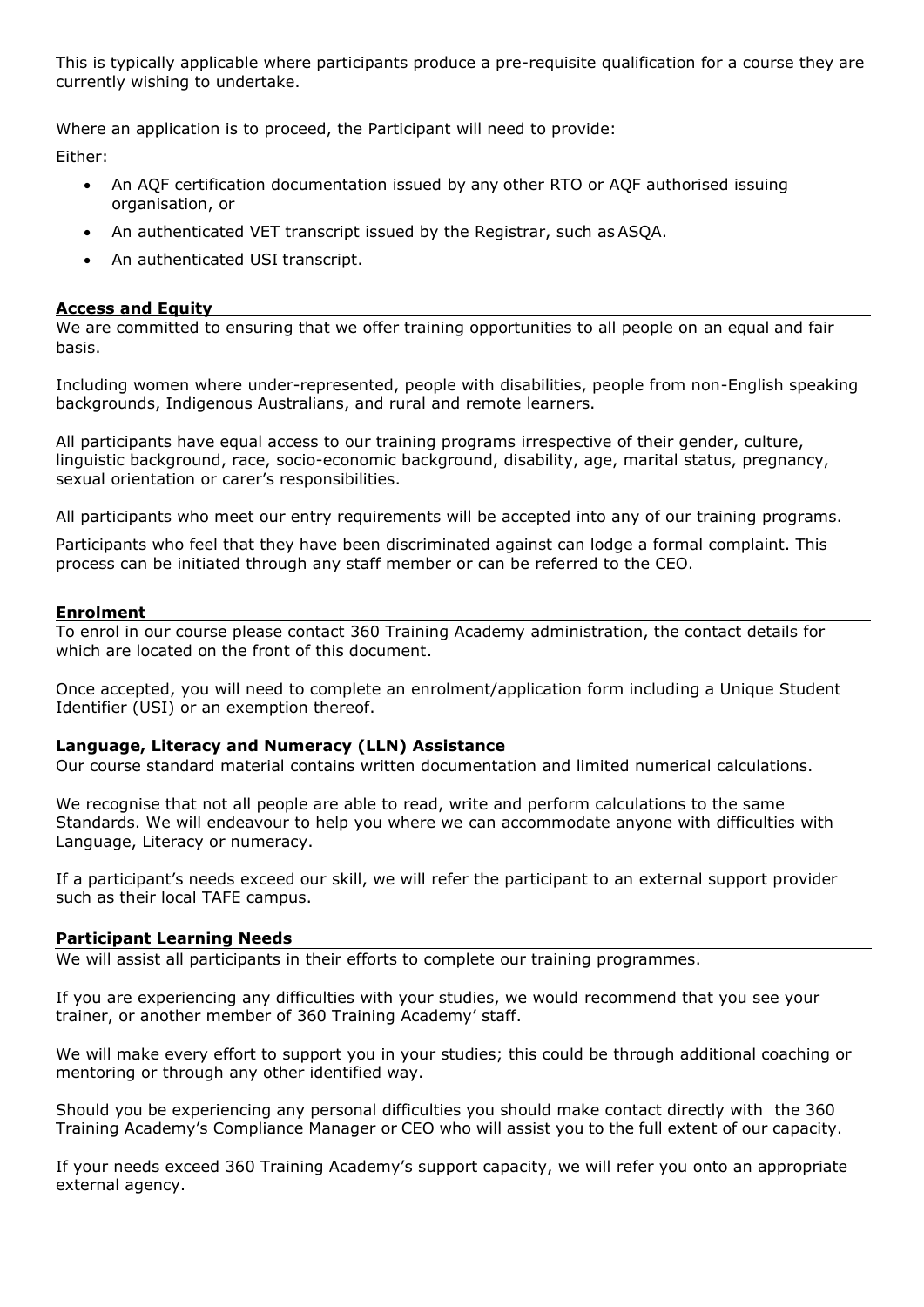This is typically applicable where participants produce a pre-requisite qualification for a course they are currently wishing to undertake.

Where an application is to proceed, the Participant will need to provide:

Either:

- An AQF certification documentation issued by any other RTO or AQF authorised issuing organisation, or
- An authenticated VET transcript issued by the Registrar, such as ASQA.
- An authenticated USI transcript.

## Access and Equity

We are committed to ensuring that we offer training opportunities to all people on an equal and fair basis.

Including women where under-represented, people with disabilities, people from non-English speaking backgrounds, Indigenous Australians, and rural and remote learners.

All participants have equal access to our training programs irrespective of their gender, culture, linguistic background, race, socio-economic background, disability, age, marital status, pregnancy, sexual orientation or carer's responsibilities.

All participants who meet our entry requirements will be accepted into any of our training programs.

Participants who feel that they have been discriminated against can lodge a formal complaint. This process can be initiated through any staff member or can be referred to the CEO.

## Enrolment

To enrol in our course please contact 360 Training Academy administration, the contact details for which are located on the front of this document.

Once accepted, you will need to complete an enrolment/application form including a Unique Student Identifier (USI) or an exemption thereof.

## Language, Literacy and Numeracy (LLN) Assistance

Our course standard material contains written documentation and limited numerical calculations.

We recognise that not all people are able to read, write and perform calculations to the same Standards. We will endeavour to help you where we can accommodate anyone with difficulties with Language, Literacy or numeracy.

If a participant's needs exceed our skill, we will refer the participant to an external support provider such as their local TAFE campus.

## Participant Learning Needs

We will assist all participants in their efforts to complete our training programmes.

If you are experiencing any difficulties with your studies, we would recommend that you see your trainer, or another member of 360 Training Academy' staff.

We will make every effort to support you in your studies; this could be through additional coaching or mentoring or through any other identified way.

Should you be experiencing any personal difficulties you should make contact directly with the 360 Training Academy's Compliance Manager or CEO who will assist you to the full extent of our capacity.

If your needs exceed 360 Training Academy's support capacity, we will refer you onto an appropriate external agency.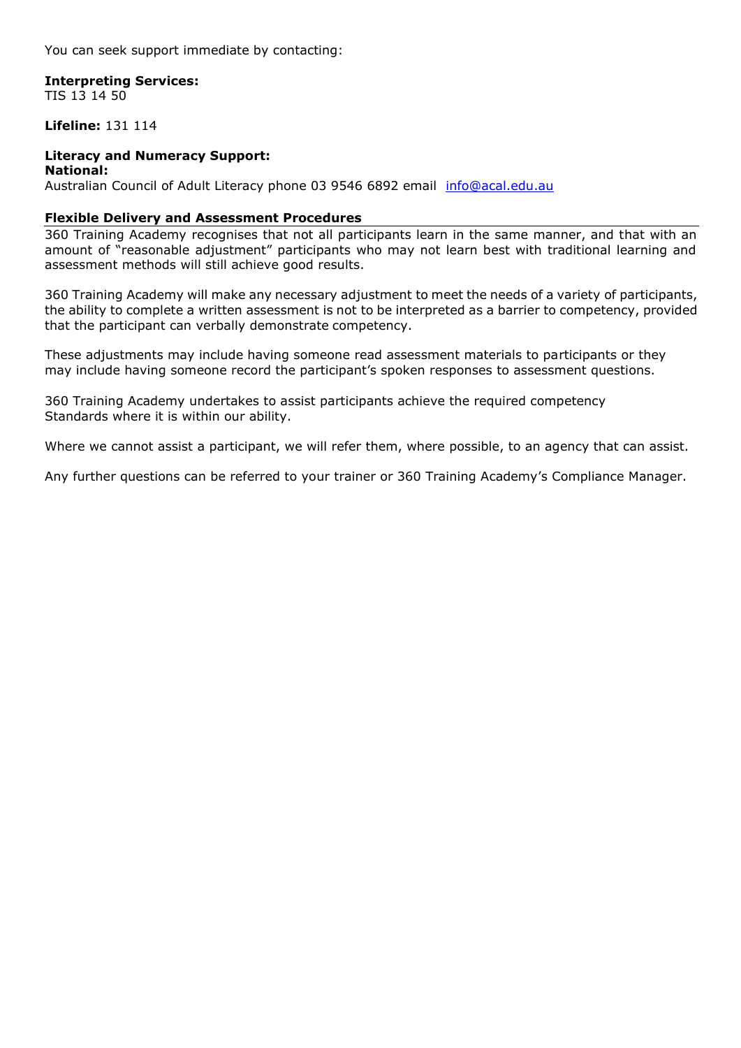You can seek support immediate by contacting:

**Interpreting Services:**
TIS 13 14 50

**Lifeline:** 131 114

**Literacy and Numeracy Support:**
**National:**
Australian Council of Adult Literacy phone 03 9546 6892 email info@acal.edu.au

**Flexible Delivery and Assessment Procedures**

360 Training Academy recognises that not all participants learn in the same manner, and that with an amount of "reasonable adjustment" participants who may not learn best with traditional learning and assessment methods will still achieve good results.

360 Training Academy will make any necessary adjustment to meet the needs of a variety of participants, the ability to complete a written assessment is not to be interpreted as a barrier to competency, provided that the participant can verbally demonstrate competency.

These adjustments may include having someone read assessment materials to participants or they may include having someone record the participant's spoken responses to assessment questions.

360 Training Academy undertakes to assist participants achieve the required competency Standards where it is within our ability.

Where we cannot assist a participant, we will refer them, where possible, to an agency that can assist.

Any further questions can be referred to your trainer or 360 Training Academy's Compliance Manager.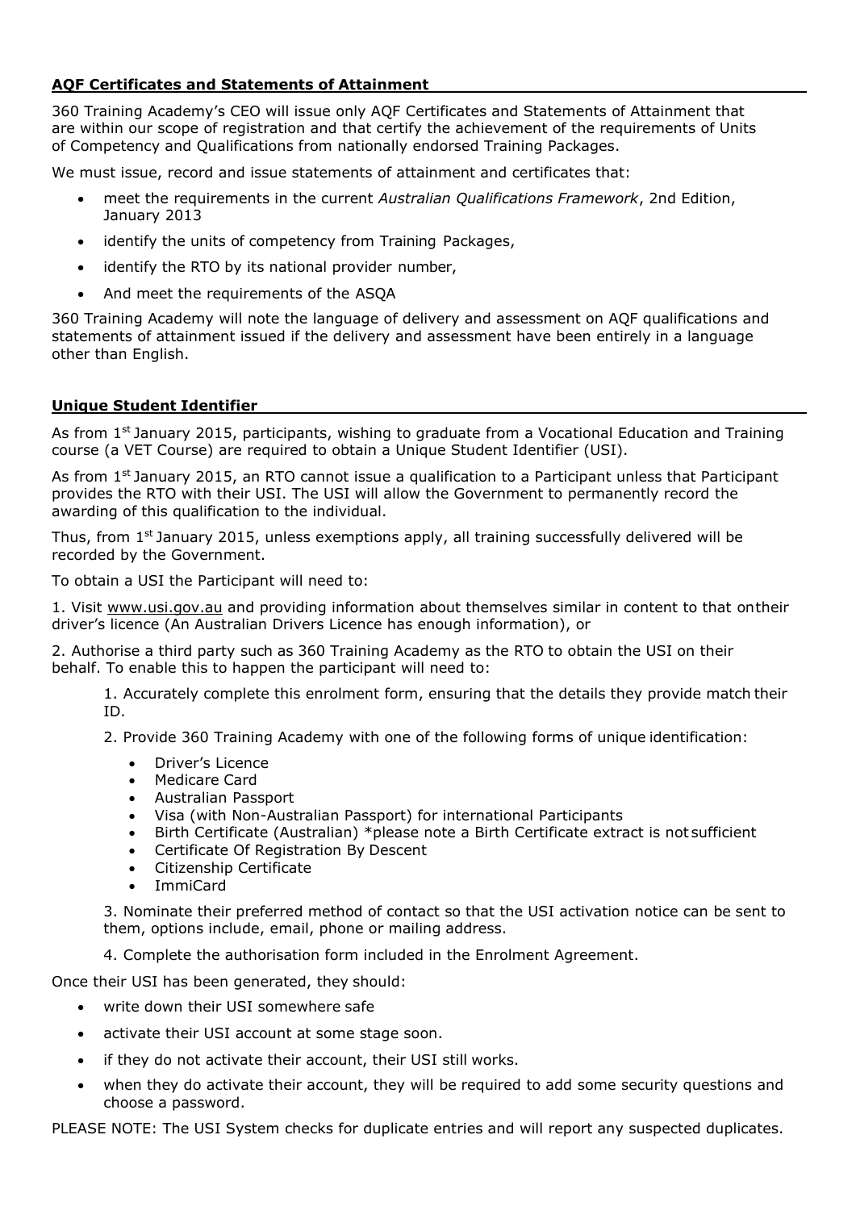## AQF Certificates and Statements of Attainment

360 Training Academy's CEO will issue only AQF Certificates and Statements of Attainment that are within our scope of registration and that certify the achievement of the requirements of Units of Competency and Qualifications from nationally endorsed Training Packages.

We must issue, record and issue statements of attainment and certificates that:

- meet the requirements in the current *Australian Qualifications Framework*, 2nd Edition, January 2013
- identify the units of competency from Training Packages,
- identify the RTO by its national provider number,
- And meet the requirements of the ASQA

360 Training Academy will note the language of delivery and assessment on AQF qualifications and statements of attainment issued if the delivery and assessment have been entirely in a language other than English.

## Unique Student Identifier

As from 1st January 2015, participants, wishing to graduate from a Vocational Education and Training course (a VET Course) are required to obtain a Unique Student Identifier (USI).

As from 1st January 2015, an RTO cannot issue a qualification to a Participant unless that Participant provides the RTO with their USI. The USI will allow the Government to permanently record the awarding of this qualification to the individual.

Thus, from 1st January 2015, unless exemptions apply, all training successfully delivered will be recorded by the Government.

To obtain a USI the Participant will need to:

1. Visit www.usi.gov.au and providing information about themselves similar in content to that ontheir driver's licence (An Australian Drivers Licence has enough information), or

2. Authorise a third party such as 360 Training Academy as the RTO to obtain the USI on their behalf. To enable this to happen the participant will need to:

   1. Accurately complete this enrolment form, ensuring that the details they provide match their ID.

   2. Provide 360 Training Academy with one of the following forms of unique identification:
      - Driver's Licence
      - Medicare Card
      - Australian Passport
      - Visa (with Non-Australian Passport) for international Participants
      - Birth Certificate (Australian) *please note a Birth Certificate extract is not sufficient
      - Certificate Of Registration By Descent
      - Citizenship Certificate
      - ImmiCard

   3. Nominate their preferred method of contact so that the USI activation notice can be sent to them, options include, email, phone or mailing address.

   4. Complete the authorisation form included in the Enrolment Agreement.

Once their USI has been generated, they should:

- write down their USI somewhere safe
- activate their USI account at some stage soon.
- if they do not activate their account, their USI still works.
- when they do activate their account, they will be required to add some security questions and choose a password.

PLEASE NOTE: The USI System checks for duplicate entries and will report any suspected duplicates.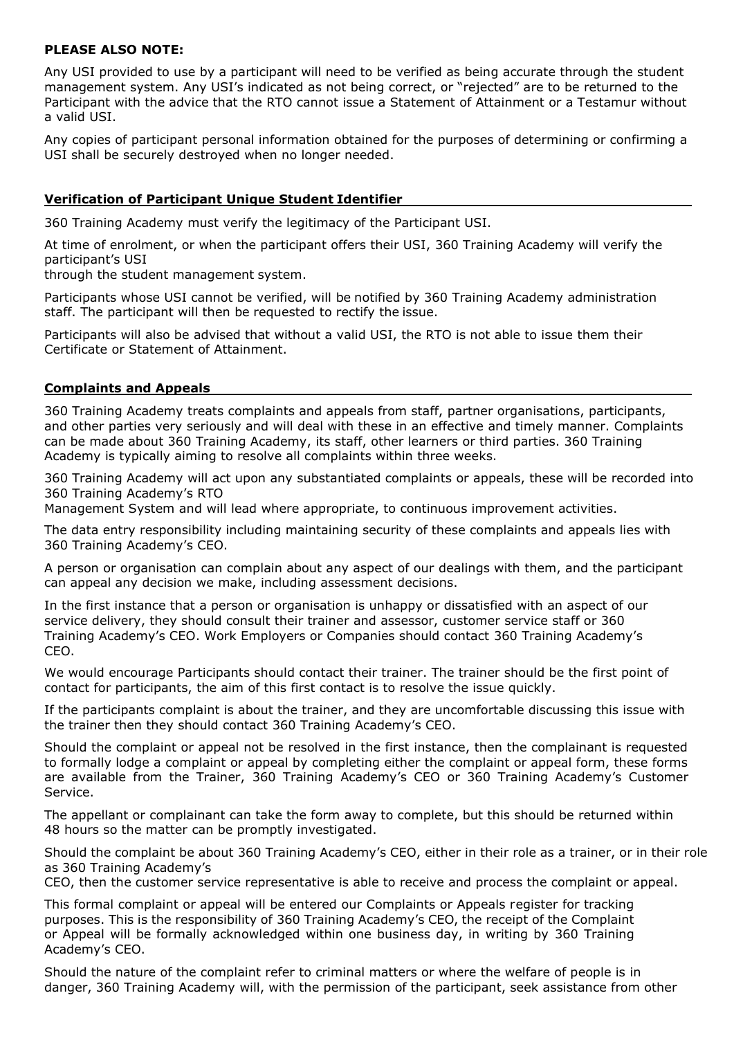**PLEASE ALSO NOTE:**

Any USI provided to use by a participant will need to be verified as being accurate through the student management system. Any USI's indicated as not being correct, or "rejected" are to be returned to the Participant with the advice that the RTO cannot issue a Statement of Attainment or a Testamur without a valid USI.

Any copies of participant personal information obtained for the purposes of determining or confirming a USI shall be securely destroyed when no longer needed.

## Verification of Participant Unique Student Identifier

360 Training Academy must verify the legitimacy of the Participant USI.

At time of enrolment, or when the participant offers their USI, 360 Training Academy will verify the participant's USI through the student management system.

Participants whose USI cannot be verified, will be notified by 360 Training Academy administration staff. The participant will then be requested to rectify the issue.

Participants will also be advised that without a valid USI, the RTO is not able to issue them their Certificate or Statement of Attainment.

## Complaints and Appeals

360 Training Academy treats complaints and appeals from staff, partner organisations, participants, and other parties very seriously and will deal with these in an effective and timely manner. Complaints can be made about 360 Training Academy, its staff, other learners or third parties. 360 Training Academy is typically aiming to resolve all complaints within three weeks.

360 Training Academy will act upon any substantiated complaints or appeals, these will be recorded into 360 Training Academy's RTO Management System and will lead where appropriate, to continuous improvement activities.

The data entry responsibility including maintaining security of these complaints and appeals lies with 360 Training Academy's CEO.

A person or organisation can complain about any aspect of our dealings with them, and the participant can appeal any decision we make, including assessment decisions.

In the first instance that a person or organisation is unhappy or dissatisfied with an aspect of our service delivery, they should consult their trainer and assessor, customer service staff or 360 Training Academy's CEO. Work Employers or Companies should contact 360 Training Academy's CEO.

We would encourage Participants should contact their trainer. The trainer should be the first point of contact for participants, the aim of this first contact is to resolve the issue quickly.

If the participants complaint is about the trainer, and they are uncomfortable discussing this issue with the trainer then they should contact 360 Training Academy's CEO.

Should the complaint or appeal not be resolved in the first instance, then the complainant is requested to formally lodge a complaint or appeal by completing either the complaint or appeal form, these forms are available from the Trainer, 360 Training Academy's CEO or 360 Training Academy's Customer Service.

The appellant or complainant can take the form away to complete, but this should be returned within 48 hours so the matter can be promptly investigated.

Should the complaint be about 360 Training Academy's CEO, either in their role as a trainer, or in their role as 360 Training Academy's CEO, then the customer service representative is able to receive and process the complaint or appeal.

This formal complaint or appeal will be entered our Complaints or Appeals register for tracking purposes. This is the responsibility of 360 Training Academy's CEO, the receipt of the Complaint or Appeal will be formally acknowledged within one business day, in writing by 360 Training Academy's CEO.

Should the nature of the complaint refer to criminal matters or where the welfare of people is in danger, 360 Training Academy will, with the permission of the participant, seek assistance from other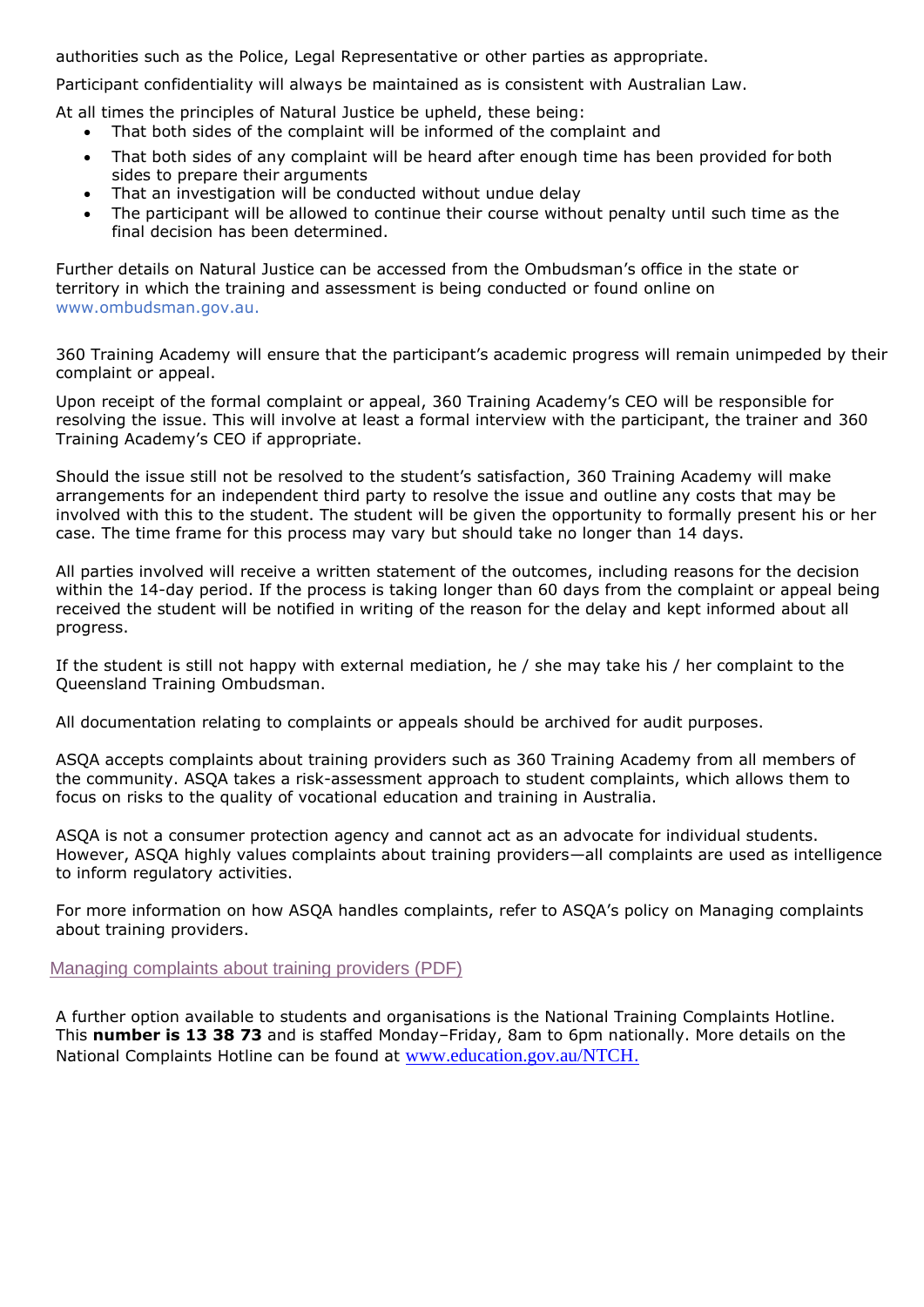authorities such as the Police, Legal Representative or other parties as appropriate.

Participant confidentiality will always be maintained as is consistent with Australian Law.

At all times the principles of Natural Justice be upheld, these being:

- That both sides of the complaint will be informed of the complaint and
- That both sides of any complaint will be heard after enough time has been provided for both sides to prepare their arguments
- That an investigation will be conducted without undue delay
- The participant will be allowed to continue their course without penalty until such time as the final decision has been determined.

Further details on Natural Justice can be accessed from the Ombudsman's office in the state or territory in which the training and assessment is being conducted or found online on www.ombudsman.gov.au.

360 Training Academy will ensure that the participant's academic progress will remain unimpeded by their complaint or appeal.

Upon receipt of the formal complaint or appeal, 360 Training Academy's CEO will be responsible for resolving the issue. This will involve at least a formal interview with the participant, the trainer and 360 Training Academy's CEO if appropriate.

Should the issue still not be resolved to the student's satisfaction, 360 Training Academy will make arrangements for an independent third party to resolve the issue and outline any costs that may be involved with this to the student. The student will be given the opportunity to formally present his or her case. The time frame for this process may vary but should take no longer than 14 days.

All parties involved will receive a written statement of the outcomes, including reasons for the decision within the 14-day period. If the process is taking longer than 60 days from the complaint or appeal being received the student will be notified in writing of the reason for the delay and kept informed about all progress.

If the student is still not happy with external mediation, he / she may take his / her complaint to the Queensland Training Ombudsman.

All documentation relating to complaints or appeals should be archived for audit purposes.

ASQA accepts complaints about training providers such as 360 Training Academy from all members of the community. ASQA takes a risk-assessment approach to student complaints, which allows them to focus on risks to the quality of vocational education and training in Australia.

ASQA is not a consumer protection agency and cannot act as an advocate for individual students. However, ASQA highly values complaints about training providers—all complaints are used as intelligence to inform regulatory activities.

For more information on how ASQA handles complaints, refer to ASQA's policy on Managing complaints about training providers.

Managing complaints about training providers (PDF)

A further option available to students and organisations is the National Training Complaints Hotline. This **number is 13 38 73** and is staffed Monday–Friday, 8am to 6pm nationally. More details on the National Complaints Hotline can be found at www.education.gov.au/NTCH.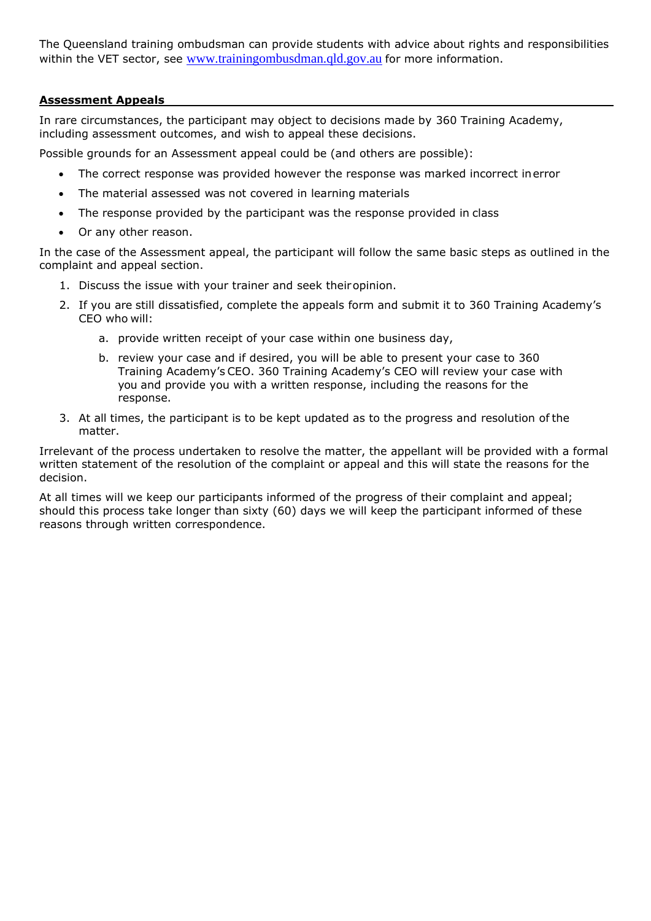The Queensland training ombudsman can provide students with advice about rights and responsibilities within the VET sector, see www.trainingombusdman.qld.gov.au for more information.

## Assessment Appeals

In rare circumstances, the participant may object to decisions made by 360 Training Academy, including assessment outcomes, and wish to appeal these decisions.

Possible grounds for an Assessment appeal could be (and others are possible):

- The correct response was provided however the response was marked incorrect in error
- The material assessed was not covered in learning materials
- The response provided by the participant was the response provided in class
- Or any other reason.

In the case of the Assessment appeal, the participant will follow the same basic steps as outlined in the complaint and appeal section.

1. Discuss the issue with your trainer and seek their opinion.
2. If you are still dissatisfied, complete the appeals form and submit it to 360 Training Academy's CEO who will:
   a. provide written receipt of your case within one business day,
   b. review your case and if desired, you will be able to present your case to 360 Training Academy's CEO. 360 Training Academy's CEO will review your case with you and provide you with a written response, including the reasons for the response.
3. At all times, the participant is to be kept updated as to the progress and resolution of the matter.

Irrelevant of the process undertaken to resolve the matter, the appellant will be provided with a formal written statement of the resolution of the complaint or appeal and this will state the reasons for the decision.

At all times will we keep our participants informed of the progress of their complaint and appeal; should this process take longer than sixty (60) days we will keep the participant informed of these reasons through written correspondence.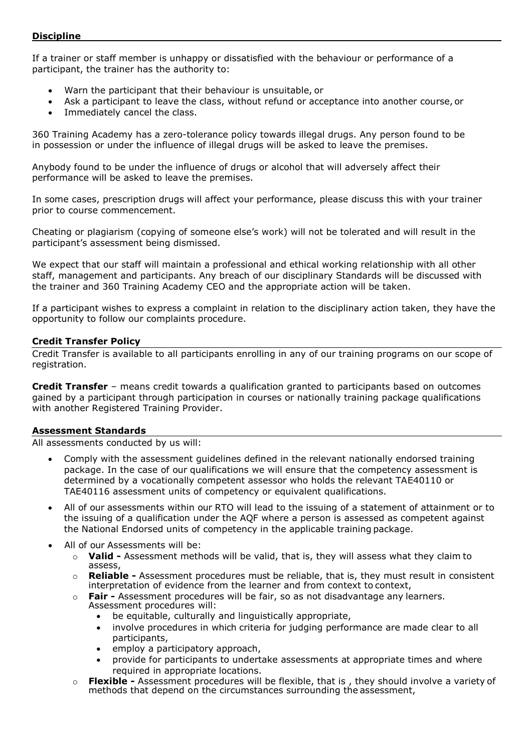## Discipline

If a trainer or staff member is unhappy or dissatisfied with the behaviour or performance of a participant, the trainer has the authority to:

- Warn the participant that their behaviour is unsuitable, or
- Ask a participant to leave the class, without refund or acceptance into another course, or
- Immediately cancel the class.

360 Training Academy has a zero-tolerance policy towards illegal drugs. Any person found to be in possession or under the influence of illegal drugs will be asked to leave the premises.

Anybody found to be under the influence of drugs or alcohol that will adversely affect their performance will be asked to leave the premises.

In some cases, prescription drugs will affect your performance, please discuss this with your trainer prior to course commencement.

Cheating or plagiarism (copying of someone else's work) will not be tolerated and will result in the participant's assessment being dismissed.

We expect that our staff will maintain a professional and ethical working relationship with all other staff, management and participants. Any breach of our disciplinary Standards will be discussed with the trainer and 360 Training Academy CEO and the appropriate action will be taken.

If a participant wishes to express a complaint in relation to the disciplinary action taken, they have the opportunity to follow our complaints procedure.

## Credit Transfer Policy

Credit Transfer is available to all participants enrolling in any of our training programs on our scope of registration.

**Credit Transfer** – means credit towards a qualification granted to participants based on outcomes gained by a participant through participation in courses or nationally training package qualifications with another Registered Training Provider.

## Assessment Standards

All assessments conducted by us will:

- Comply with the assessment guidelines defined in the relevant nationally endorsed training package. In the case of our qualifications we will ensure that the competency assessment is determined by a vocationally competent assessor who holds the relevant TAE40110 or TAE40116 assessment units of competency or equivalent qualifications.
- All of our assessments within our RTO will lead to the issuing of a statement of attainment or to the issuing of a qualification under the AQF where a person is assessed as competent against the National Endorsed units of competency in the applicable training package.
- All of our Assessments will be:
  - **Valid -** Assessment methods will be valid, that is, they will assess what they claim to assess,
  - **Reliable -** Assessment procedures must be reliable, that is, they must result in consistent interpretation of evidence from the learner and from context to context,
  - **Fair -** Assessment procedures will be fair, so as not disadvantage any learners. Assessment procedures will:
    - be equitable, culturally and linguistically appropriate,
    - involve procedures in which criteria for judging performance are made clear to all participants,
    - employ a participatory approach,
    - provide for participants to undertake assessments at appropriate times and where required in appropriate locations.
  - **Flexible -** Assessment procedures will be flexible, that is , they should involve a variety of methods that depend on the circumstances surrounding the assessment,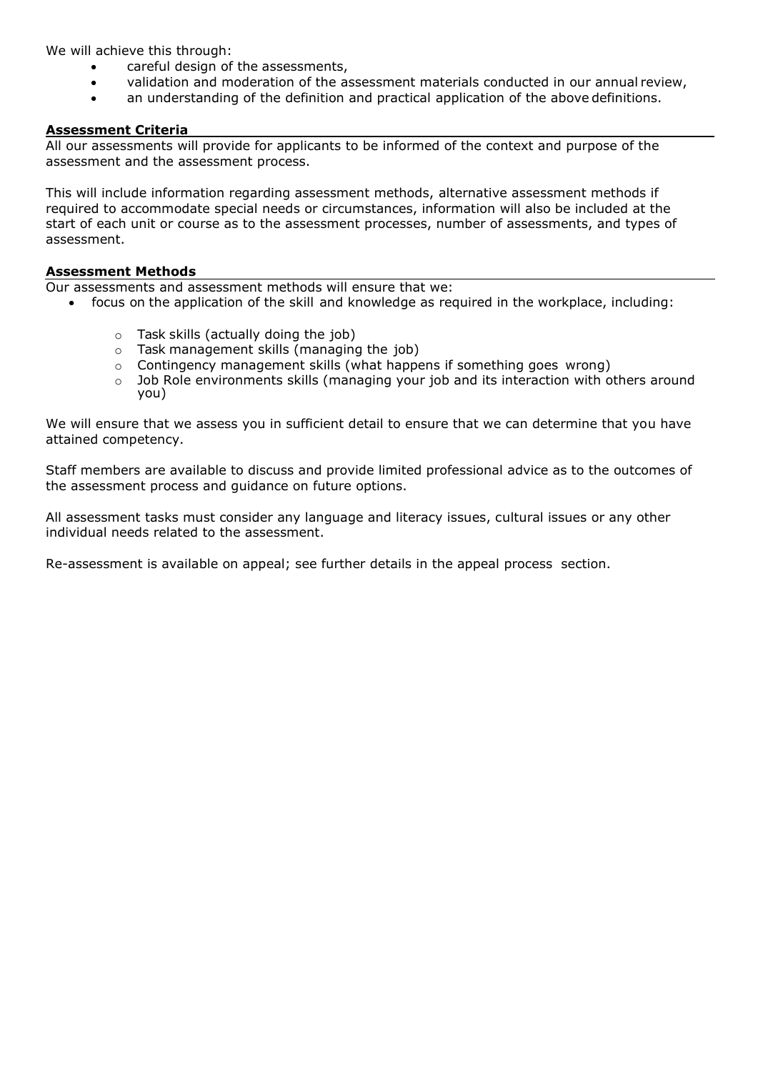We will achieve this through:

- careful design of the assessments,
- validation and moderation of the assessment materials conducted in our annual review,
- an understanding of the definition and practical application of the above definitions.

## Assessment Criteria

All our assessments will provide for applicants to be informed of the context and purpose of the assessment and the assessment process.

This will include information regarding assessment methods, alternative assessment methods if required to accommodate special needs or circumstances, information will also be included at the start of each unit or course as to the assessment processes, number of assessments, and types of assessment.

## Assessment Methods

Our assessments and assessment methods will ensure that we:

- focus on the application of the skill and knowledge as required in the workplace, including:
  - Task skills (actually doing the job)
  - Task management skills (managing the job)
  - Contingency management skills (what happens if something goes wrong)
  - Job Role environments skills (managing your job and its interaction with others around you)

We will ensure that we assess you in sufficient detail to ensure that we can determine that you have attained competency.

Staff members are available to discuss and provide limited professional advice as to the outcomes of the assessment process and guidance on future options.

All assessment tasks must consider any language and literacy issues, cultural issues or any other individual needs related to the assessment.

Re-assessment is available on appeal; see further details in the appeal process section.